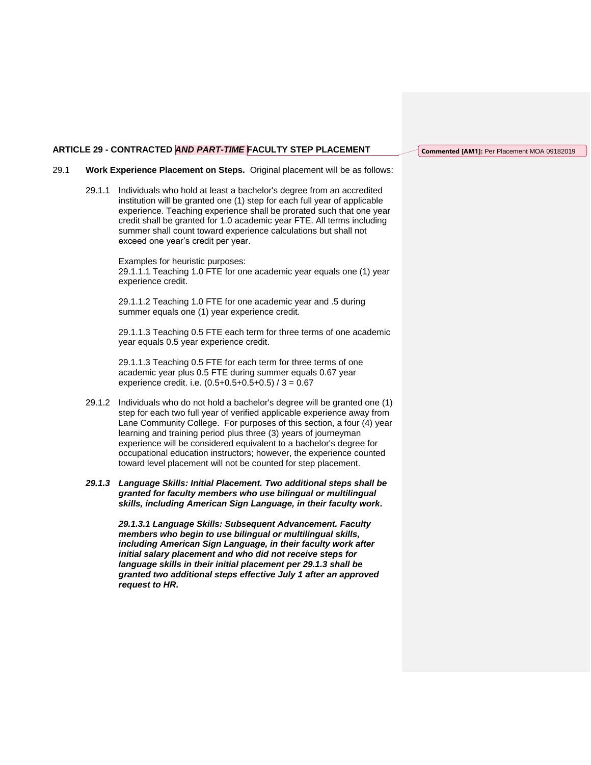## ARTICLE 29 - CONTRACTED ***AND PART-TIME*** FACULTY STEP PLACEMENT

Commented [AM1]: Per Placement MOA 09182019

29.1 **Work Experience Placement on Steps.** Original placement will be as follows:

29.1.1 Individuals who hold at least a bachelor's degree from an accredited institution will be granted one (1) step for each full year of applicable experience. Teaching experience shall be prorated such that one year credit shall be granted for 1.0 academic year FTE. All terms including summer shall count toward experience calculations but shall not exceed one year's credit per year.

Examples for heuristic purposes:
29.1.1.1 Teaching 1.0 FTE for one academic year equals one (1) year experience credit.

29.1.1.2 Teaching 1.0 FTE for one academic year and .5 during summer equals one (1) year experience credit.

29.1.1.3 Teaching 0.5 FTE each term for three terms of one academic year equals 0.5 year experience credit.

29.1.1.3 Teaching 0.5 FTE for each term for three terms of one academic year plus 0.5 FTE during summer equals 0.67 year experience credit. i.e. (0.5+0.5+0.5+0.5) / 3 = 0.67

29.1.2 Individuals who do not hold a bachelor's degree will be granted one (1) step for each two full year of verified applicable experience away from Lane Community College. For purposes of this section, a four (4) year learning and training period plus three (3) years of journeyman experience will be considered equivalent to a bachelor's degree for occupational education instructors; however, the experience counted toward level placement will not be counted for step placement.

***29.1.3 Language Skills: Initial Placement. Two additional steps shall be granted for faculty members who use bilingual or multilingual skills, including American Sign Language, in their faculty work.***

***29.1.3.1 Language Skills: Subsequent Advancement. Faculty members who begin to use bilingual or multilingual skills, including American Sign Language, in their faculty work after initial salary placement and who did not receive steps for language skills in their initial placement per 29.1.3 shall be granted two additional steps effective July 1 after an approved request to HR.***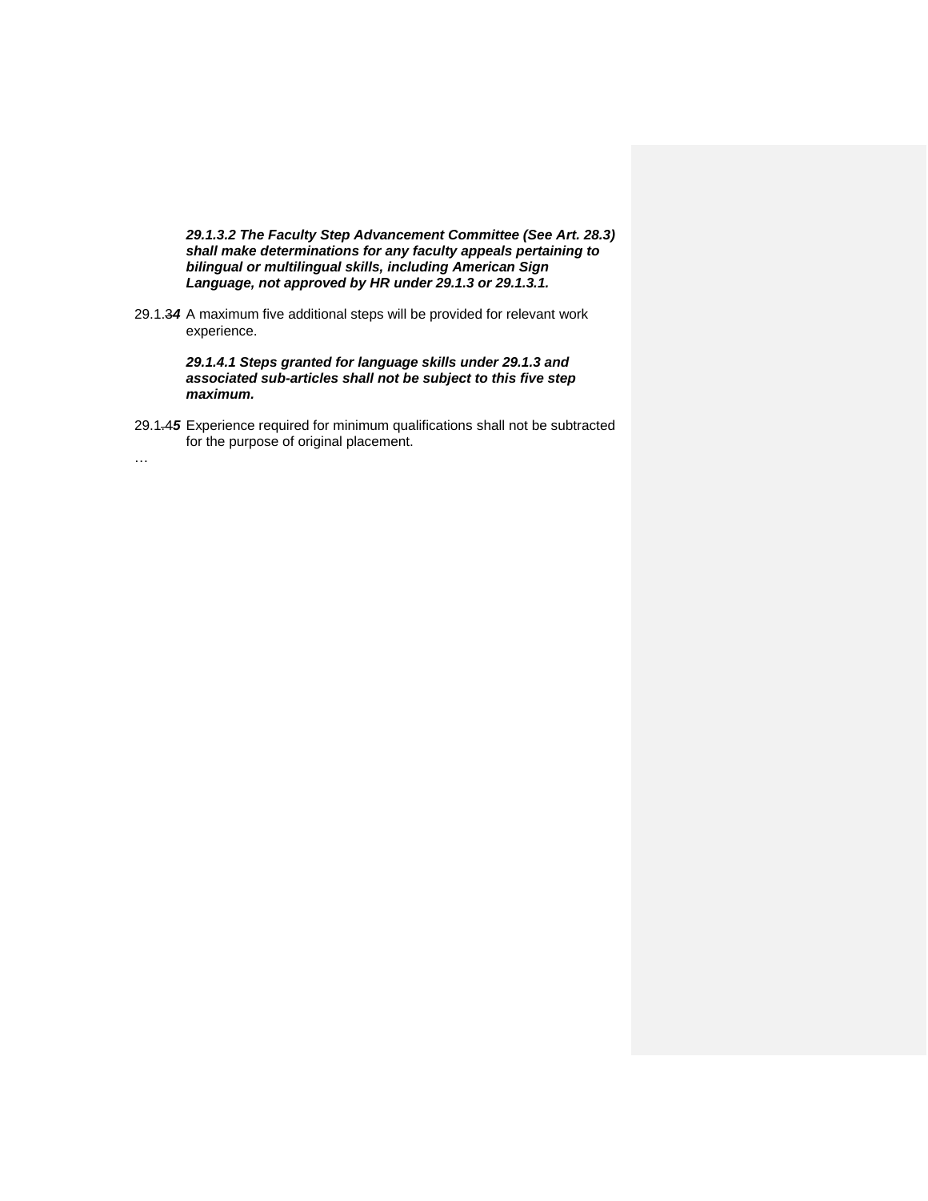***29.1.3.2 The Faculty Step Advancement Committee (See Art. 28.3) shall make determinations for any faculty appeals pertaining to bilingual or multilingual skills, including American Sign Language, not approved by HR under 29.1.3 or 29.1.3.1.***

29.1.~~3~~***4*** A maximum five additional steps will be provided for relevant work experience.

***29.1.4.1 Steps granted for language skills under 29.1.3 and associated sub-articles shall not be subject to this five step maximum.***

29.1.~~4~~***5*** Experience required for minimum qualifications shall not be subtracted for the purpose of original placement.

…